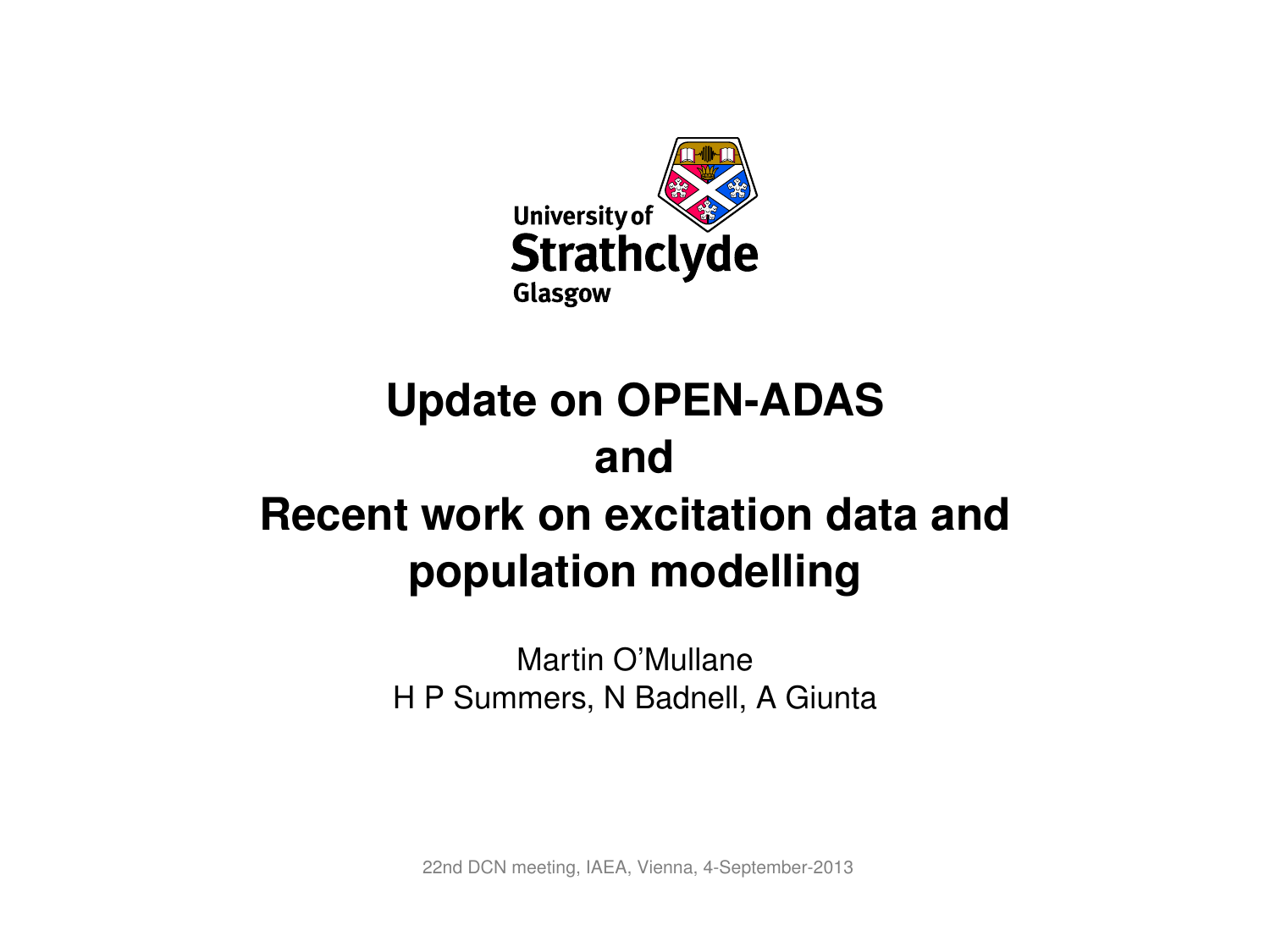University of Strathclyde
Glasgow

# Update on OPEN-ADAS and Recent work on excitation data and population modelling

Martin O'Mullane
H P Summers, N Badnell, A Giunta

22nd DCN meeting, IAEA, Vienna, 4-September-2013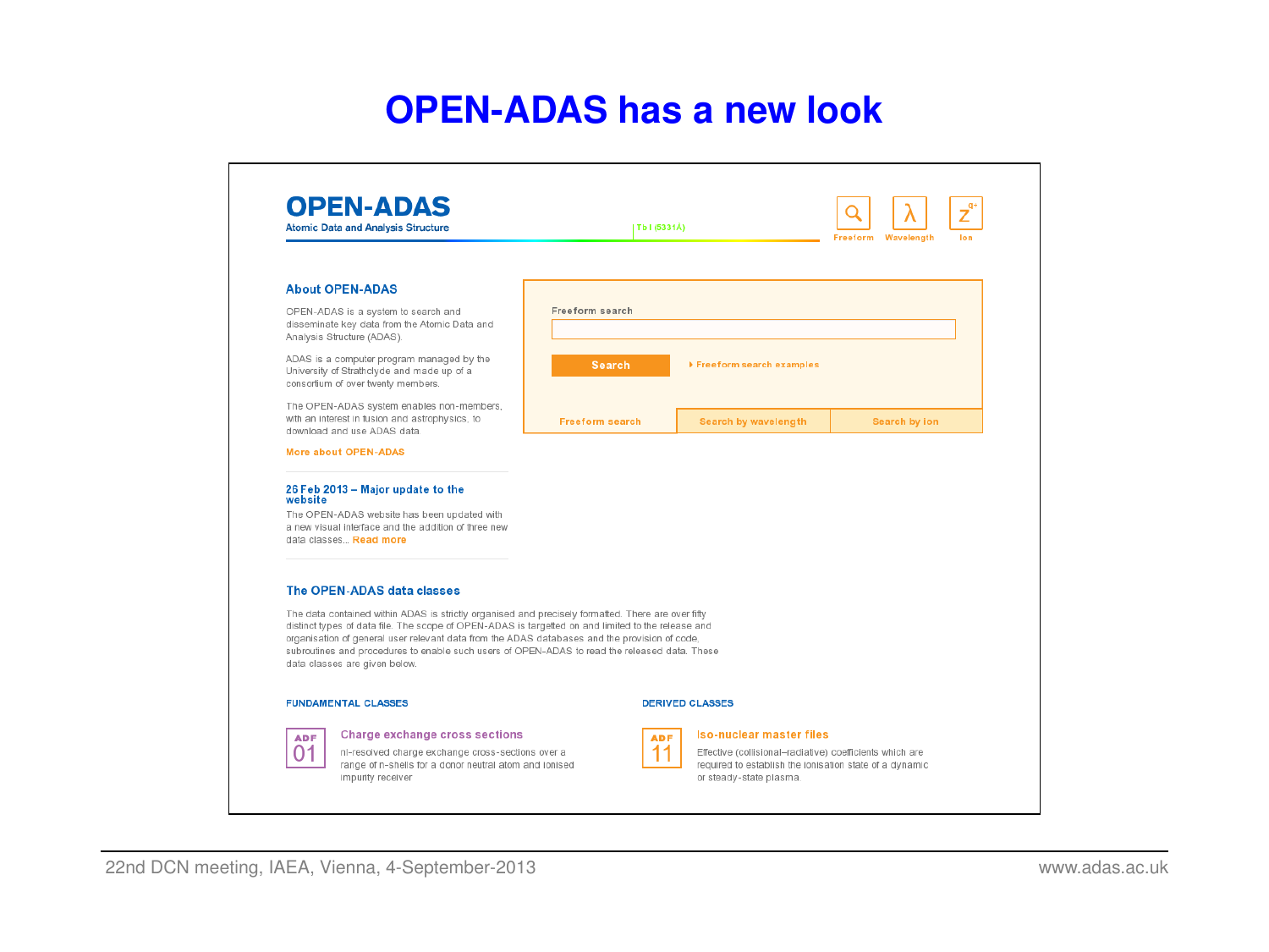# OPEN-ADAS has a new look

## OPEN-ADAS

Atomic Data and Analysis Structure

Tb I (5331Å)

Freeform | Wavelength | Ion

### About OPEN-ADAS

OPEN-ADAS is a system to search and disseminate key data from the Atomic Data and Analysis Structure (ADAS).

ADAS is a computer program managed by the University of Strathclyde and made up of a consortium of over twenty members.

The OPEN-ADAS system enables non-members, with an interest in fusion and astrophysics, to download and use ADAS data.

More about OPEN-ADAS

### 26 Feb 2013 – Major update to the website

The OPEN-ADAS website has been updated with a new visual interface and the addition of three new data classes... Read more

Freeform search

Search

Freeform search examples

Freeform search | Search by wavelength | Search by ion

### The OPEN-ADAS data classes

The data contained within ADAS is strictly organised and precisely formatted. There are over fifty distinct types of data file. The scope of OPEN-ADAS is targetted on and limited to the release and organisation of general user relevant data from the ADAS databases and the provision of code, subroutines and procedures to enable such users of OPEN-ADAS to read the released data. These data classes are given below.

**FUNDAMENTAL CLASSES**

ADF 01 — **Charge exchange cross sections**

nl-resolved charge exchange cross-sections over a range of n-shells for a donor neutral atom and ionised impurity receiver

**DERIVED CLASSES**

ADF 11 — **Iso-nuclear master files**

Effective (collisional–radiative) coefficients which are required to establish the ionisation state of a dynamic or steady-state plasma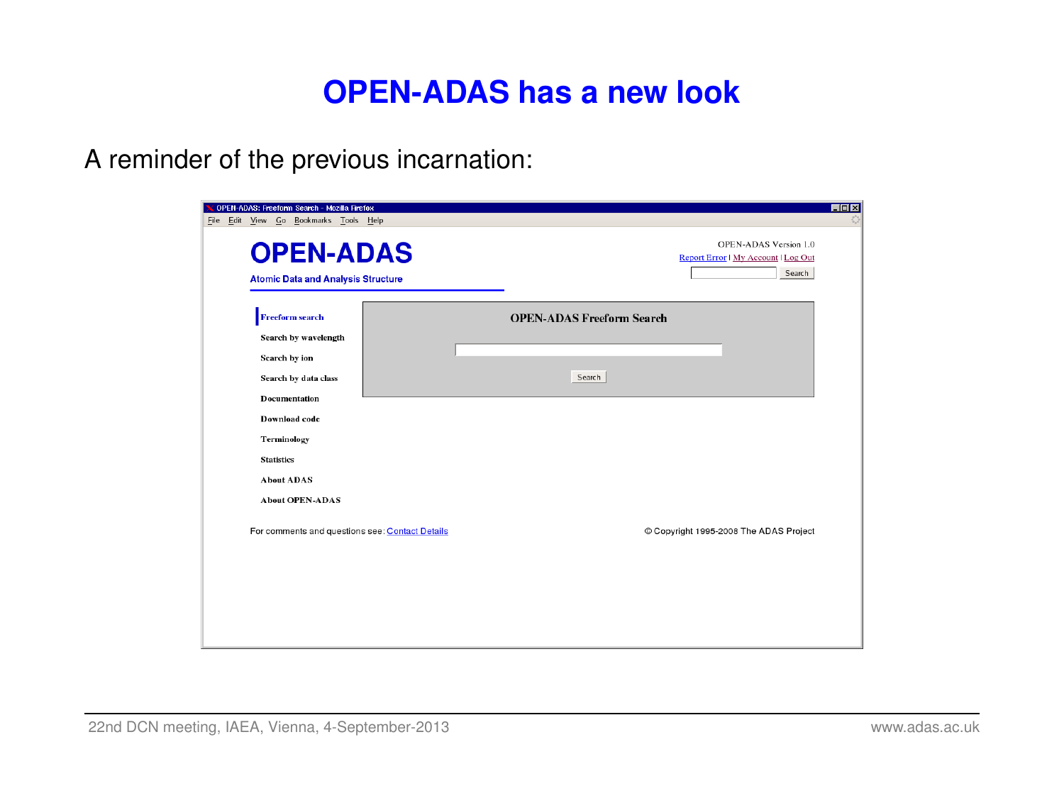# OPEN-ADAS has a new look

A reminder of the previous incarnation:

OPEN-ADAS: Freeform Search - Mozilla Firefox

File Edit View Go Bookmarks Tools Help

**OPEN-ADAS**

Atomic Data and Analysis Structure

OPEN-ADAS Version 1.0

Report Error | My Account | Log Out

Search

- Freeform search
- Search by wavelength
- Search by ion
- Search by data class
- Documentation
- Download code
- Terminology
- Statistics
- About ADAS
- About OPEN-ADAS

**OPEN-ADAS Freeform Search**

Search

For comments and questions see: Contact Details

© Copyright 1995-2008 The ADAS Project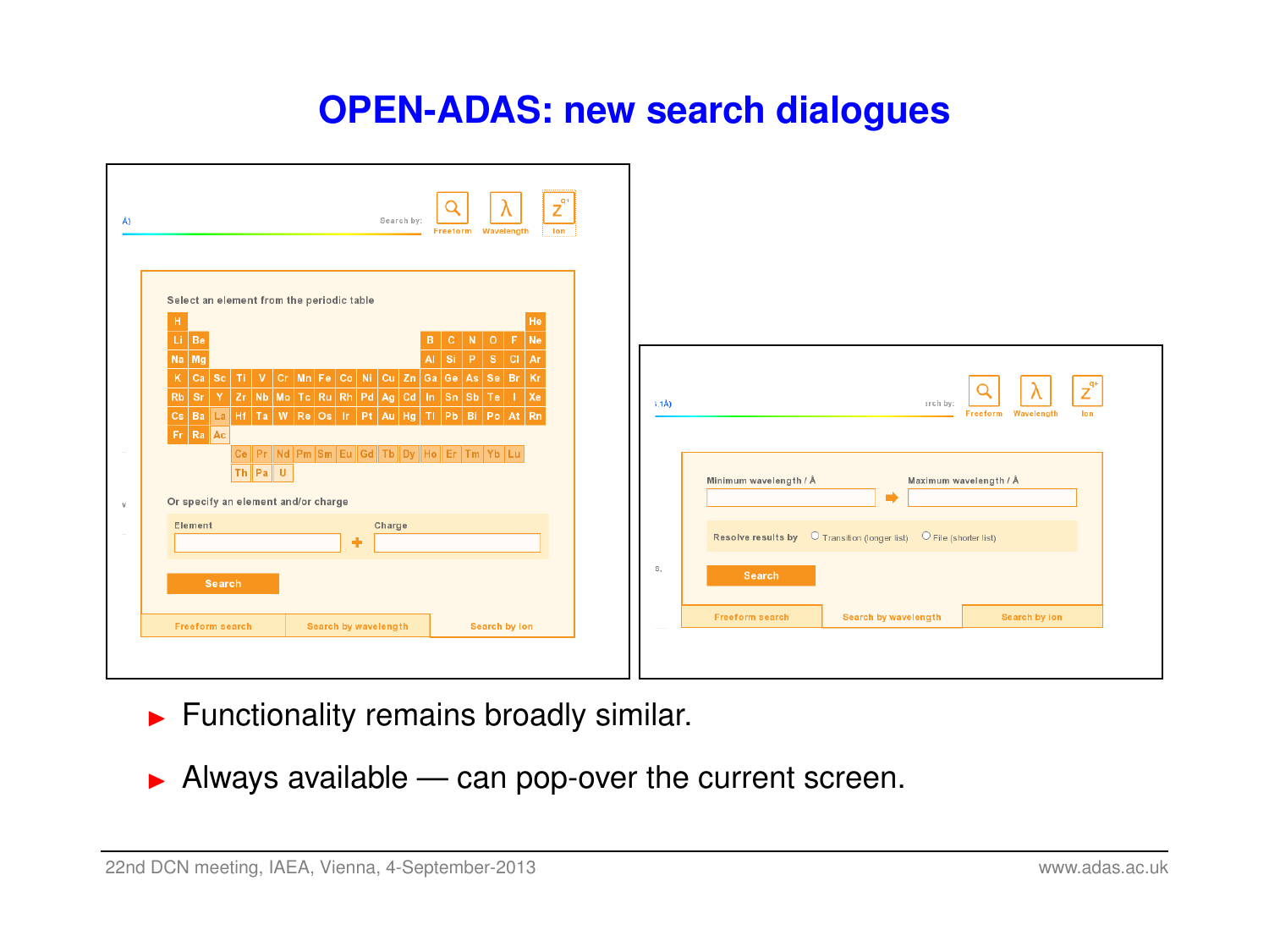# OPEN-ADAS: new search dialogues

Search by: Freeform | Wavelength | Ion

Select an element from the periodic table

Or specify an element and/or charge

Element + Charge

Search

Freeform search | Search by wavelength | Search by ion

Minimum wavelength / Å ➡ Maximum wavelength / Å

Resolve results by ○ Transition (longer list) ○ File (shorter list)

Search

Freeform search | Search by wavelength | Search by ion

- Functionality remains broadly similar.
- Always available — can pop-over the current screen.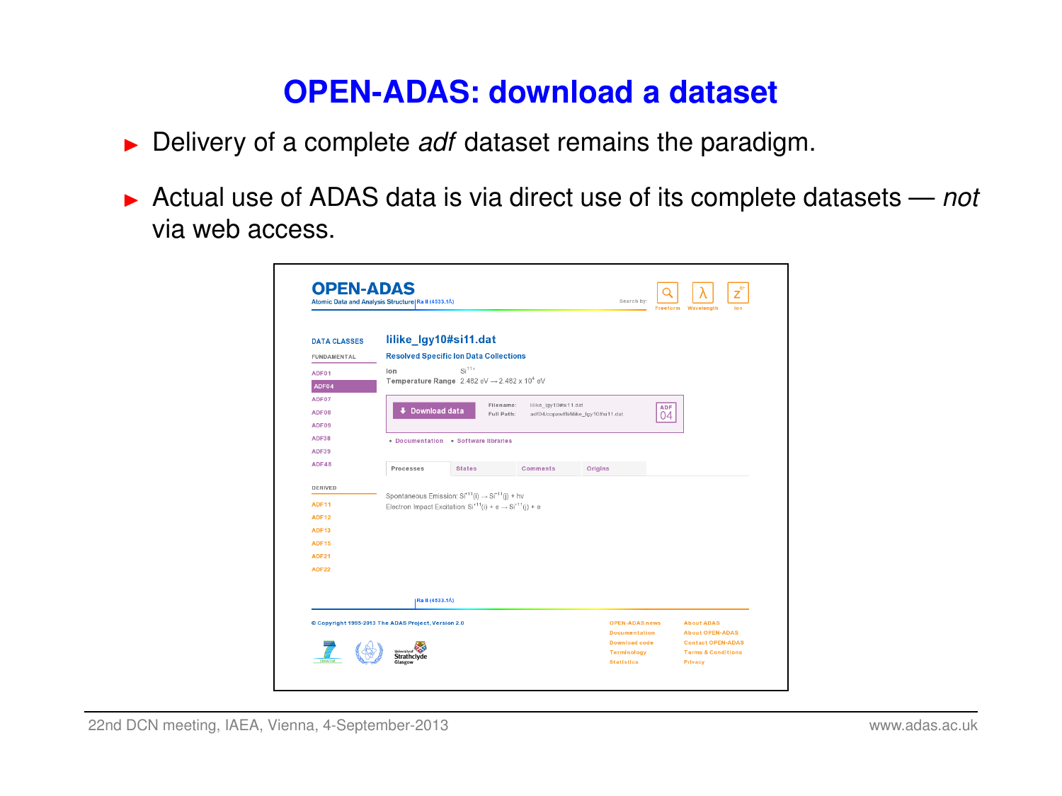# OPEN-ADAS: download a dataset

- Delivery of a complete *adf* dataset remains the paradigm.
- Actual use of ADAS data is via direct use of its complete datasets — *not* via web access.

**OPEN-ADAS**
Atomic Data and Analysis Structure | Ra II (4533.1Å)

Search by: Freeform | Wavelength | Ion

DATA CLASSES

FUNDAMENTAL
- ADF01
- ADF04
- ADF07
- ADF08
- ADF09
- ADF38
- ADF39
- ADF48

DERIVED
- ADF11
- ADF12
- ADF13
- ADF15
- ADF21
- ADF22

## lilike_lgy10#si11.dat

Resolved Specific Ion Data Collections

Ion $Si^{11+}$
Temperature Range 2.482 eV → 2.482 x $10^4$ eV

Download data
Filename: lilike_lgy10#si11.dat
Full Path: adf04/copaw#li/lilike_lgy10#si11.dat
ADF 04

- Documentation
- Software libraries

Processes | States | Comments | Origins

Spontaneous Emission: $Si^{+11}(i) \rightarrow Si^{+11}(j) + h\nu$
Electron Impact Excitation: $Si^{+11}(i) + e \rightarrow Si^{+11}(j) + e$

Ra II (4533.1Å)

© Copyright 1995-2013 The ADAS Project, Version 2.0

OPEN-ADAS news | About ADAS
Documentation | About OPEN-ADAS
Download code | Contact OPEN-ADAS
Terminology | Terms & Conditions
Statistics | Privacy

University of Strathclyde Glasgow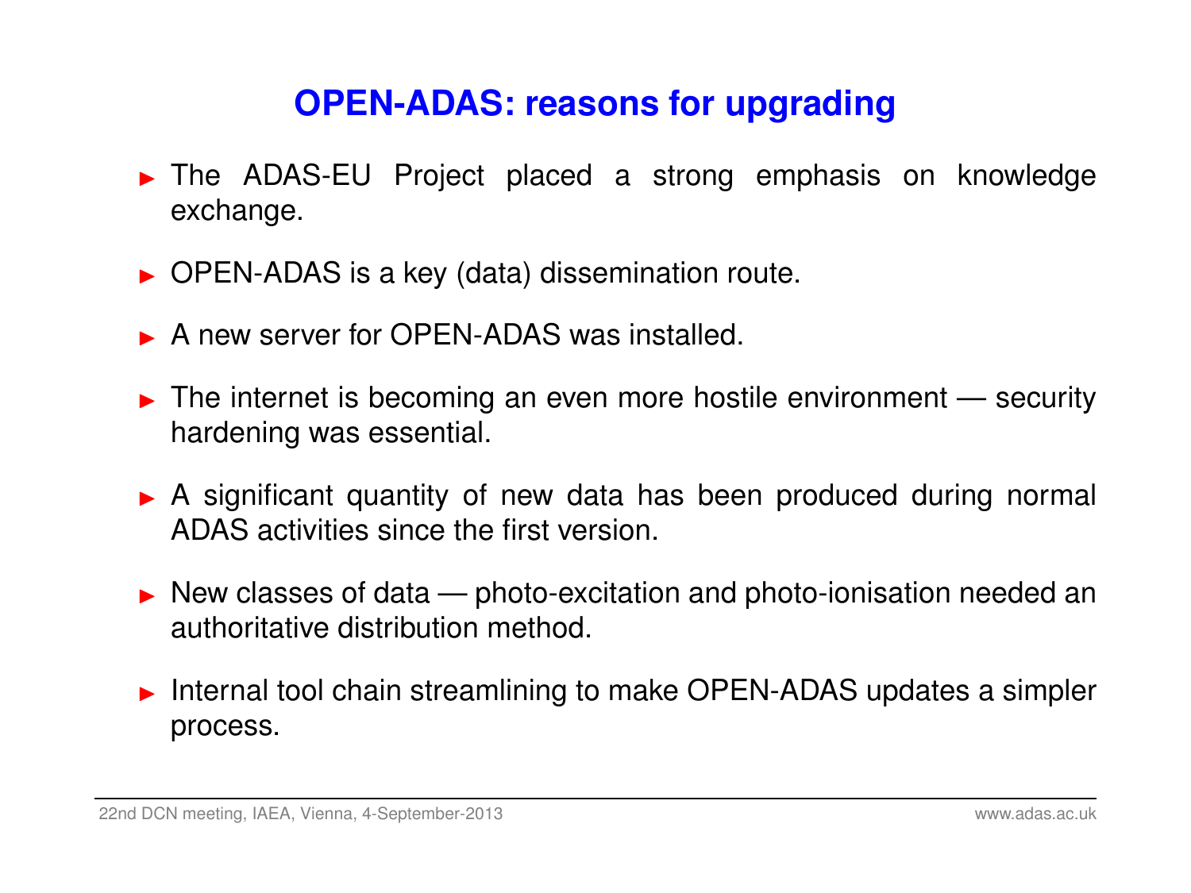## OPEN-ADAS: reasons for upgrading

- The ADAS-EU Project placed a strong emphasis on knowledge exchange.
- OPEN-ADAS is a key (data) dissemination route.
- A new server for OPEN-ADAS was installed.
- The internet is becoming an even more hostile environment — security hardening was essential.
- A significant quantity of new data has been produced during normal ADAS activities since the first version.
- New classes of data — photo-excitation and photo-ionisation needed an authoritative distribution method.
- Internal tool chain streamlining to make OPEN-ADAS updates a simpler process.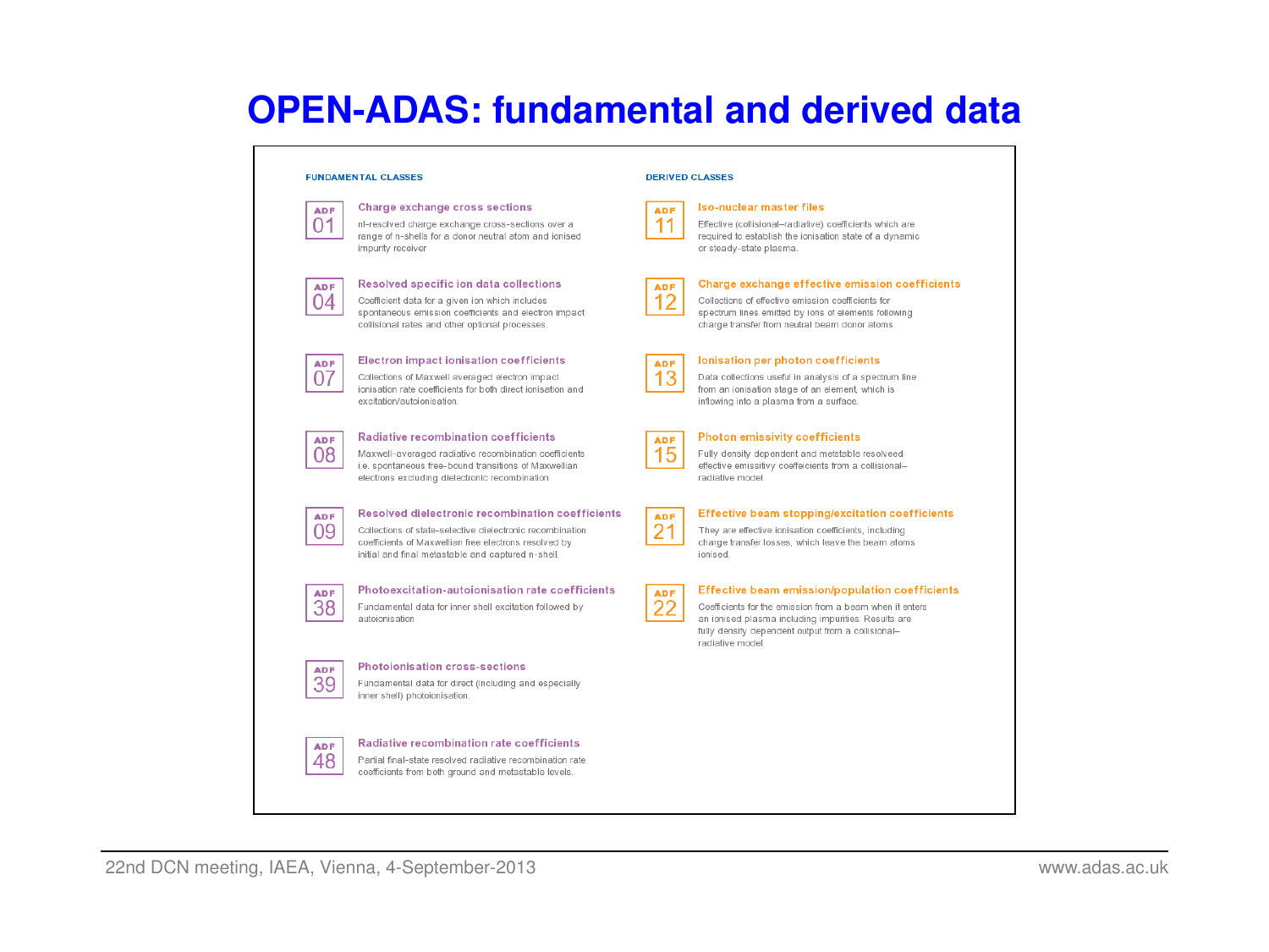# OPEN-ADAS: fundamental and derived data

## FUNDAMENTAL CLASSES

**ADF 01 — Charge exchange cross sections**
nl-resolved charge exchange cross-sections over a range of n-shells for a donor neutral atom and ionised impurity receiver

**ADF 04 — Resolved specific ion data collections**
Coefficient data for a given ion which includes spontaneous emission coefficients and electron impact collisional rates and other optional processes.

**ADF 07 — Electron impact ionisation coefficients**
Collections of Maxwell averaged electron impact ionisation rate coefficients for both direct ionisation and excitation/autoionisation.

**ADF 08 — Radiative recombination coefficients**
Maxwell-averaged radiative recombination coefficients i.e. spontaneous free-bound transitions of Maxwellian electrons excluding dielectronic recombination

**ADF 09 — Resolved dielectronic recombination coefficients**
Collections of state-selective dielectronic recombination coefficients of Maxwellian free electrons resolved by initial and final metastable and captured n-shell.

**ADF 38 — Photoexcitation-autoionisation rate coefficients**
Fundamental data for inner shell excitation followed by autoionisation

**ADF 39 — Photoionisation cross-sections**
Fundamental data for direct (including and especially inner shell) photoionisation.

**ADF 48 — Radiative recombination rate coefficients**
Partial final-state resolved radiative recombination rate coefficients from both ground and metastable levels.

## DERIVED CLASSES

**ADF 11 — Iso-nuclear master files**
Effective (collisional–radiative) coefficients which are required to establish the ionisation state of a dynamic or steady-state plasma.

**ADF 12 — Charge exchange effective emission coefficients**
Collections of effective emission coefficients for spectrum lines emitted by ions of elements following charge transfer from neutral beam donor atoms

**ADF 13 — Ionisation per photon coefficients**
Data collections useful in analysis of a spectrum line from an ionisation stage of an element, which is inflowing into a plasma from a surface.

**ADF 15 — Photon emissivity coefficients**
Fully density dependent and metastable resolveed effective emissivity coefficients from a collisional–radiative model

**ADF 21 — Effective beam stopping/excitation coefficients**
They are effective ionisation coefficients, including charge transfer losses, which leave the beam atoms ionised.

**ADF 22 — Effective beam emission/population coefficients**
Coefficients for the emission from a beam when it enters an ionised plasma including impurities. Results are fully density dependent output from a collisional–radiative model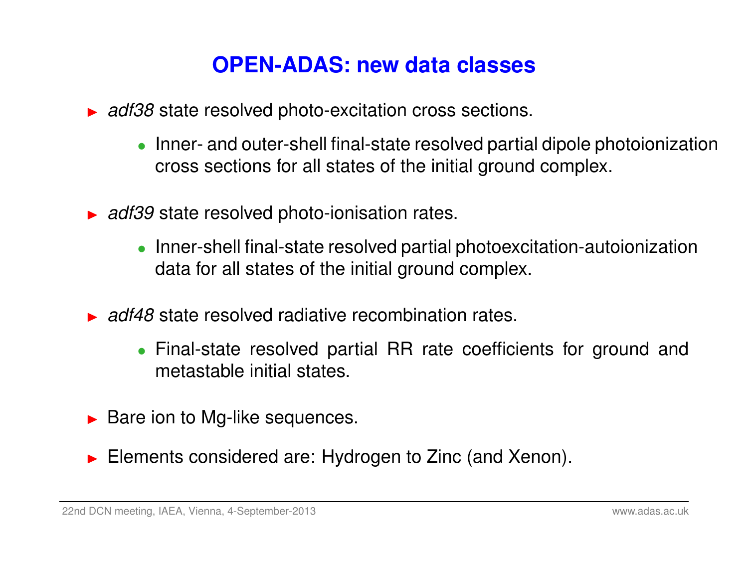# OPEN-ADAS: new data classes

- *adf38* state resolved photo-excitation cross sections.
  - Inner- and outer-shell final-state resolved partial dipole photoionization cross sections for all states of the initial ground complex.
- *adf39* state resolved photo-ionisation rates.
  - Inner-shell final-state resolved partial photoexcitation-autoionization data for all states of the initial ground complex.
- *adf48* state resolved radiative recombination rates.
  - Final-state resolved partial RR rate coefficients for ground and metastable initial states.
- Bare ion to Mg-like sequences.
- Elements considered are: Hydrogen to Zinc (and Xenon).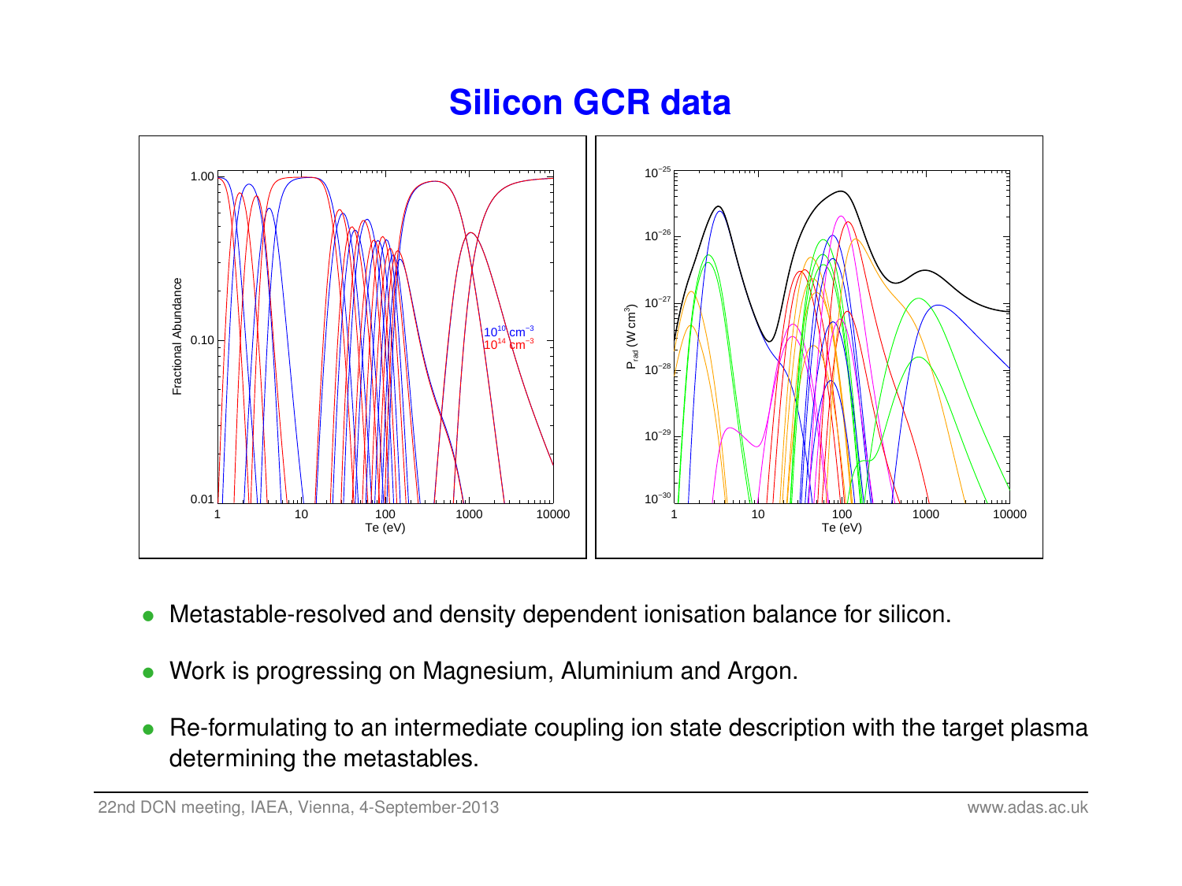# Silicon GCR data

- Metastable-resolved and density dependent ionisation balance for silicon.
- Work is progressing on Magnesium, Aluminium and Argon.
- Re-formulating to an intermediate coupling ion state description with the target plasma determining the metastables.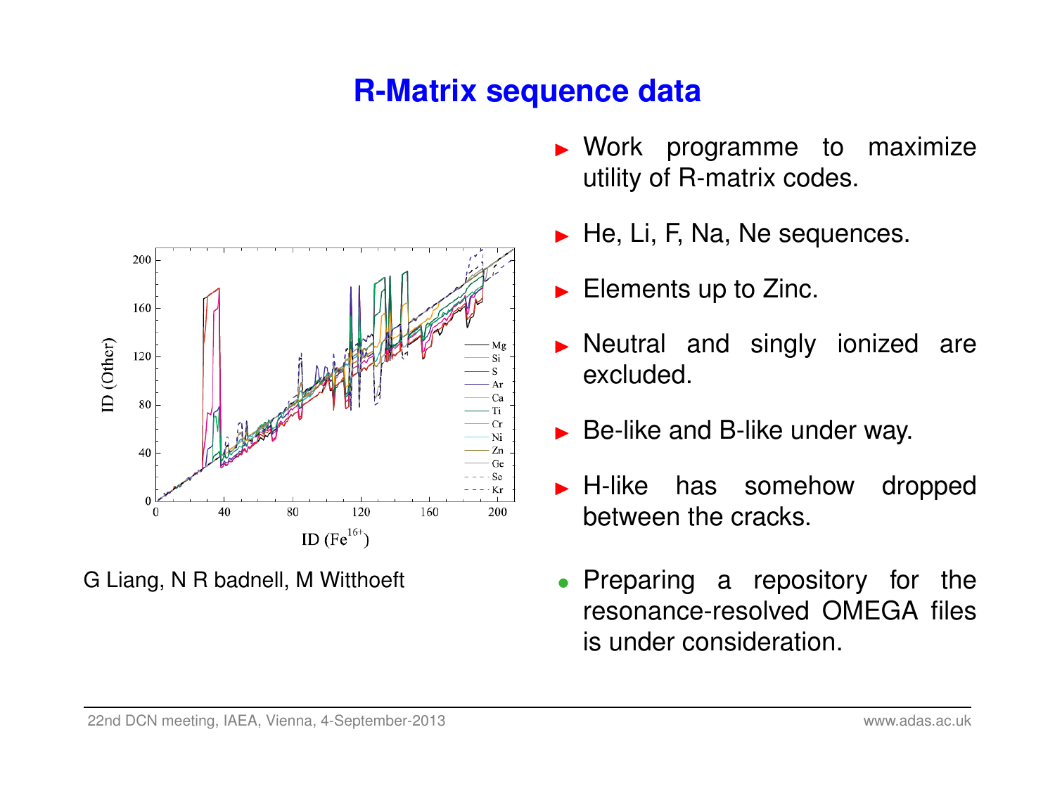# R-Matrix sequence data

G Liang, N R badnell, M Witthoeft

- Work programme to maximize utility of R-matrix codes.
- He, Li, F, Na, Ne sequences.
- Elements up to Zinc.
- Neutral and singly ionized are excluded.
- Be-like and B-like under way.
- H-like has somehow dropped between the cracks.
- Preparing a repository for the resonance-resolved OMEGA files is under consideration.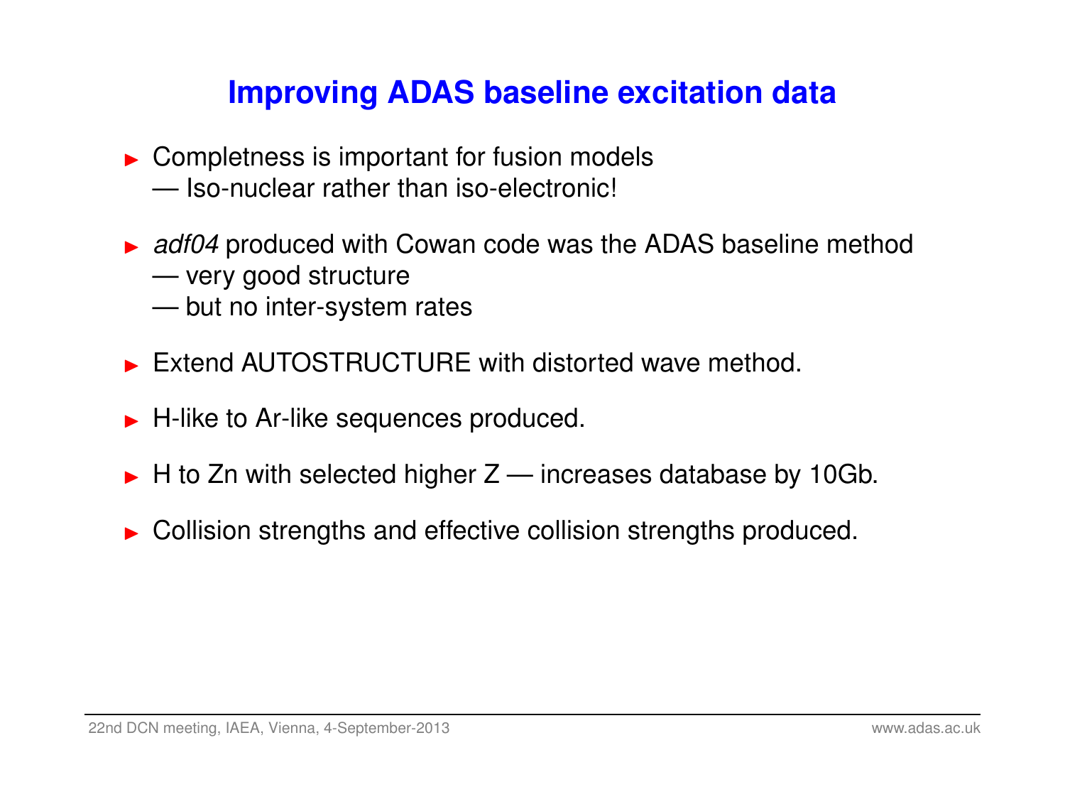# Improving ADAS baseline excitation data

- Completness is important for fusion models
  — Iso-nuclear rather than iso-electronic!
- *adf04* produced with Cowan code was the ADAS baseline method
  — very good structure
  — but no inter-system rates
- Extend AUTOSTRUCTURE with distorted wave method.
- H-like to Ar-like sequences produced.
- H to Zn with selected higher Z — increases database by 10Gb.
- Collision strengths and effective collision strengths produced.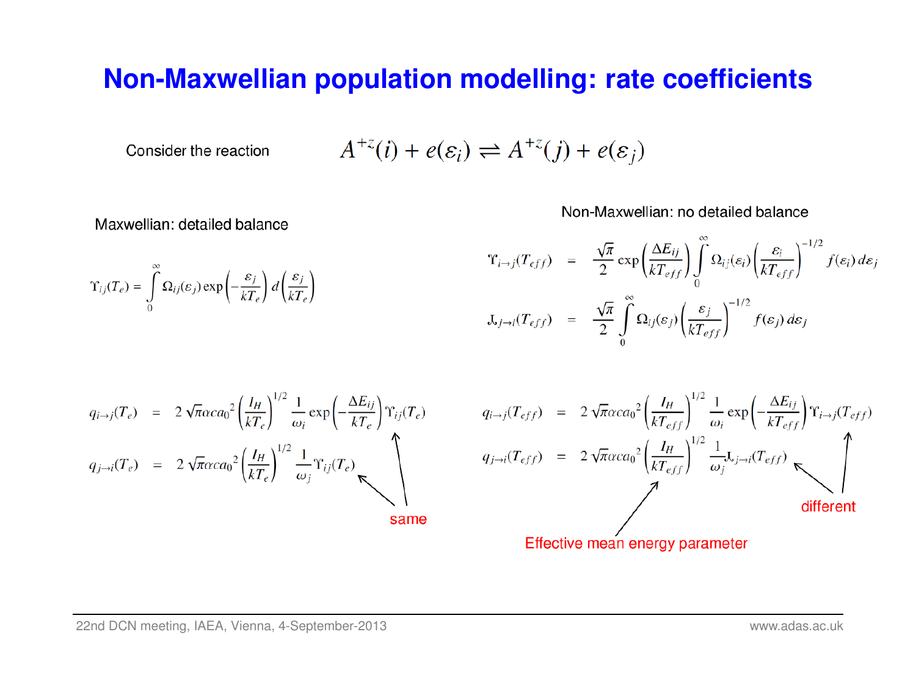# Non-Maxwellian population modelling: rate coefficients

Consider the reaction

$$A^{+z}(i) + e(\varepsilon_i) \rightleftharpoons A^{+z}(j) + e(\varepsilon_j)$$

**Maxwellian: detailed balance**

$$\Upsilon_{ij}(T_e) = \int_0^\infty \Omega_{ij}(\varepsilon_j)\exp\left(-\frac{\varepsilon_j}{kT_e}\right) d\left(\frac{\varepsilon_j}{kT_e}\right)$$

$$q_{i\to j}(T_e) = 2\sqrt{\pi}\alpha c a_0^2 \left(\frac{I_H}{kT_e}\right)^{1/2} \frac{1}{\omega_i}\exp\left(-\frac{\Delta E_{ij}}{kT_e}\right)\Upsilon_{ij}(T_e)$$

$$q_{j\to i}(T_e) = 2\sqrt{\pi}\alpha c a_0^2 \left(\frac{I_H}{kT_e}\right)^{1/2} \frac{1}{\omega_j}\Upsilon_{ij}(T_e)$$

same

**Non-Maxwellian: no detailed balance**

$$\Upsilon_{i\to j}(T_{eff}) = \frac{\sqrt{\pi}}{2}\exp\left(\frac{\Delta E_{ij}}{kT_{eff}}\right)\int_0^\infty \Omega_{ij}(\varepsilon_i)\left(\frac{\varepsilon_i}{kT_{eff}}\right)^{-1/2} f(\varepsilon_i)\, d\varepsilon_j$$

$$\daleth_{j\to i}(T_{eff}) = \frac{\sqrt{\pi}}{2}\int_0^\infty \Omega_{ij}(\varepsilon_j)\left(\frac{\varepsilon_j}{kT_{eff}}\right)^{-1/2} f(\varepsilon_j)\, d\varepsilon_j$$

$$q_{i\to j}(T_{eff}) = 2\sqrt{\pi}\alpha c a_0^2 \left(\frac{I_H}{kT_{eff}}\right)^{1/2} \frac{1}{\omega_i}\exp\left(-\frac{\Delta E_{ij}}{kT_{eff}}\right)\Upsilon_{i\to j}(T_{eff})$$

$$q_{j\to i}(T_{eff}) = 2\sqrt{\pi}\alpha c a_0^2 \left(\frac{I_H}{kT_{eff}}\right)^{1/2} \frac{1}{\omega_j}\daleth_{j\to i}(T_{eff})$$

different

Effective mean energy parameter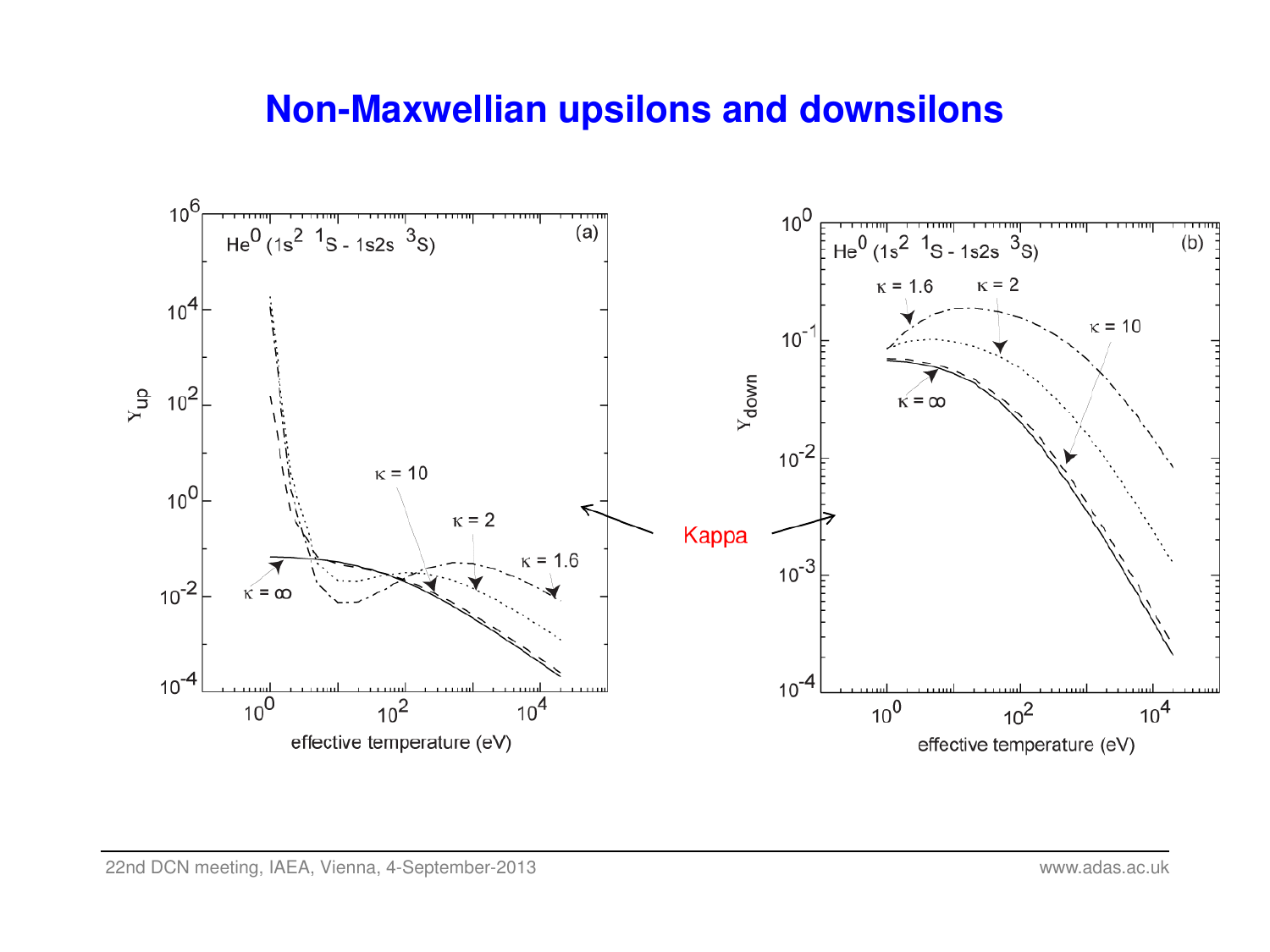# Non-Maxwellian upsilons and downsilons

(a) $He^0$ ($1s^2\ ^1S$ - $1s2s\ ^3S$) — $\Upsilon_{up}$ vs effective temperature (eV); curves labelled $\kappa = \infty$, $\kappa = 10$, $\kappa = 2$, $\kappa = 1.6$

Kappa

(b) $He^0$ ($1s^2\ ^1S$ - $1s2s\ ^3S$) — $\Upsilon_{down}$ vs effective temperature (eV); curves labelled $\kappa = 1.6$, $\kappa = 2$, $\kappa = 10$, $\kappa = \infty$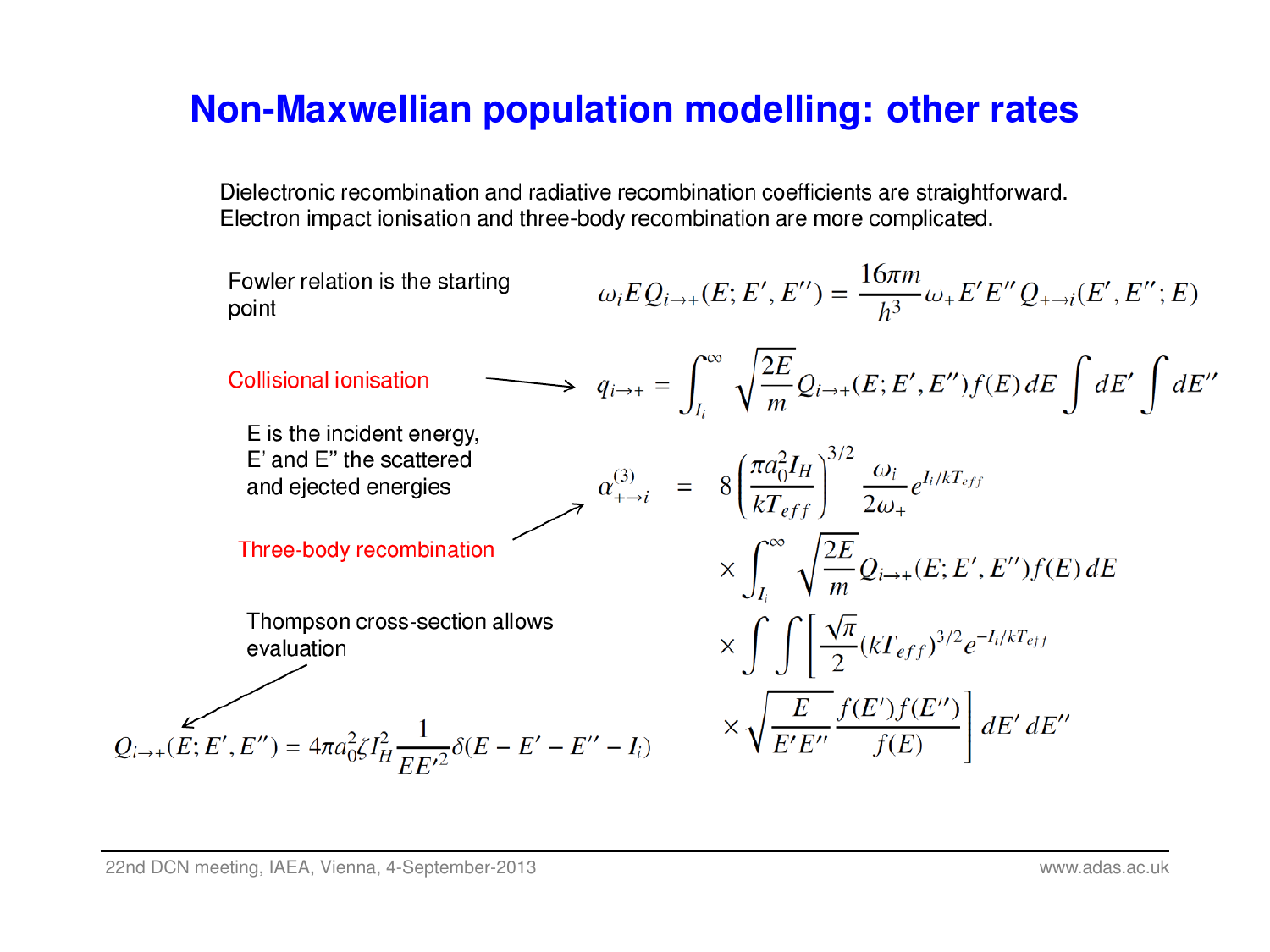# Non-Maxwellian population modelling: other rates

Dielectronic recombination and radiative recombination coefficients are straightforward.
Electron impact ionisation and three-body recombination are more complicated.

Fowler relation is the starting point

$$\omega_i E Q_{i\to+}(E;E',E'') = \frac{16\pi m}{h^3}\omega_+ E'E'' Q_{+\to i}(E',E'';E)$$

Collisional ionisation

$$q_{i\to+} = \int_{I_i}^{\infty} \sqrt{\frac{2E}{m}} Q_{i\to+}(E;E',E'') f(E)\, dE \int dE' \int dE''$$

E is the incident energy, E' and E" the scattered and ejected energies

Three-body recombination

$$\begin{aligned}
\alpha^{(3)}_{+\to i} \quad &= \quad 8\left(\frac{\pi a_0^2 I_H}{kT_{eff}}\right)^{3/2} \frac{\omega_i}{2\omega_+} e^{I_i/kT_{eff}} \\
&\times \int_{I_i}^{\infty} \sqrt{\frac{2E}{m}} Q_{i\to+}(E;E',E'') f(E)\, dE \\
&\times \int\int \left[\frac{\sqrt{\pi}}{2}(kT_{eff})^{3/2} e^{-I_i/kT_{eff}} \right. \\
&\times \left. \sqrt{\frac{E}{E'E''}} \frac{f(E')f(E'')}{f(E)}\right] dE'\, dE''
\end{aligned}$$

Thompson cross-section allows evaluation

$$Q_{i\to+}(E;E',E'') = 4\pi a_0^2 \zeta I_H^2 \frac{1}{EE'^2}\delta(E - E' - E'' - I_i)$$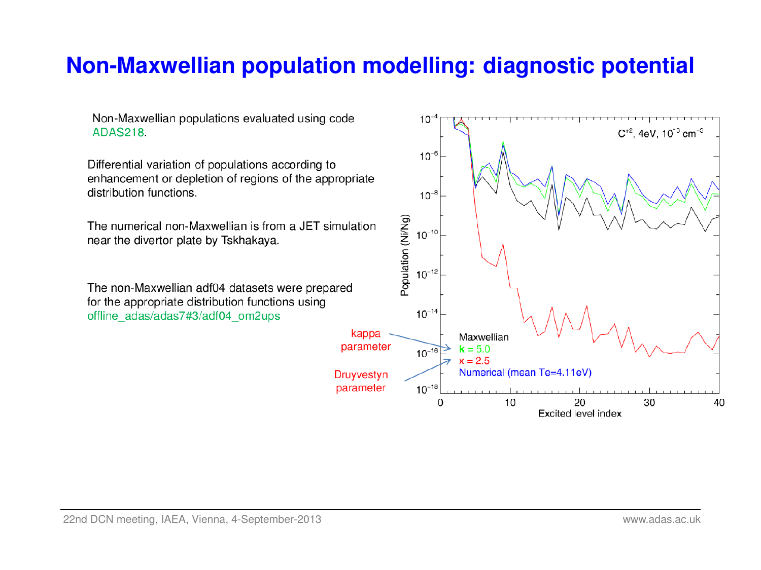# Non-Maxwellian population modelling: diagnostic potential

Non-Maxwellian populations evaluated using code ADAS218.

Differential variation of populations according to enhancement or depletion of regions of the appropriate distribution functions.

The numerical non-Maxwellian is from a JET simulation near the divertor plate by Tskhakaya.

The non-Maxwellian adf04 datasets were prepared for the appropriate distribution functions using offline_adas/adas7#3/adf04_om2ups

kappa parameter

Druyvestyn parameter

$C^{+2}$, 4eV, $10^{13}$ $cm^{-3}$

Population (Ni/Ng)

Excited level index

Maxwellian

k = 5.0

x = 2.5

Numerical (mean Te=4.11eV)